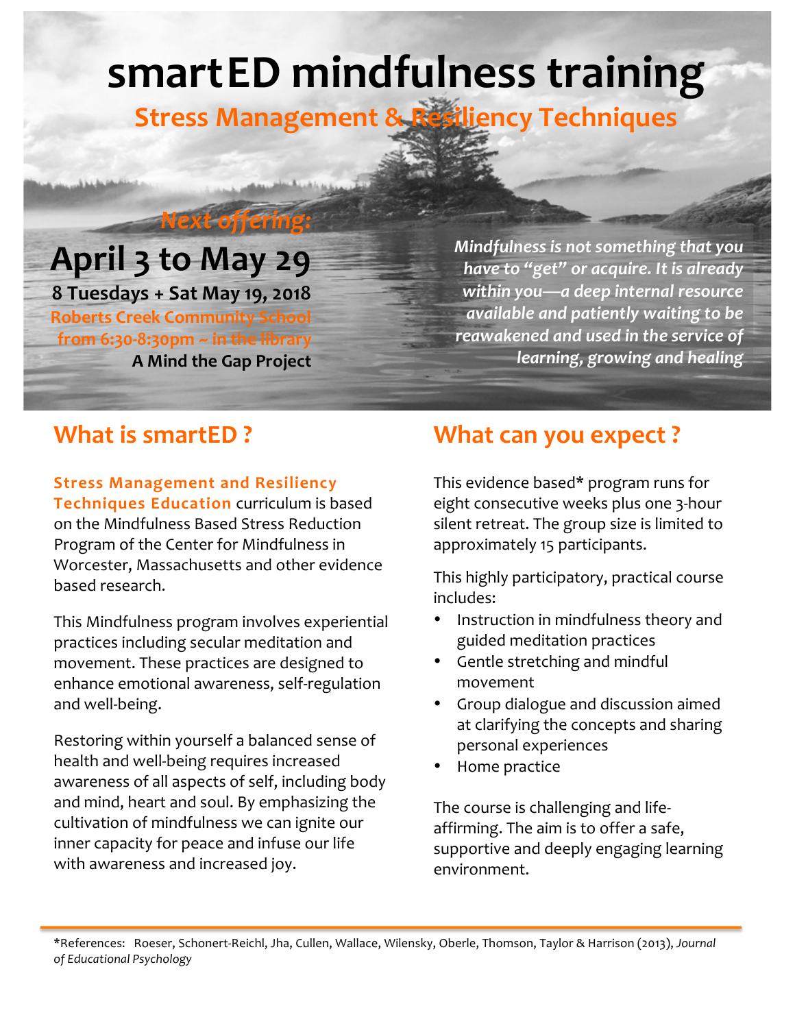# smartED mindfulness training

## Stress Management & Resiliency Techniques

*Next offering:*

**April 3 to May 29**

**8 Tuesdays + Sat May 19, 2018**

**Roberts Creek Community School from 6:30-8:30pm ~ in the library**

**A Mind the Gap Project**

***Mindfulness is not something that you have to "get" or acquire. It is already within you—a deep internal resource available and patiently waiting to be reawakened and used in the service of learning, growing and healing***

## What is smartED ?

**Stress Management and Resiliency Techniques Education** curriculum is based on the Mindfulness Based Stress Reduction Program of the Center for Mindfulness in Worcester, Massachusetts and other evidence based research.

This Mindfulness program involves experiential practices including secular meditation and movement. These practices are designed to enhance emotional awareness, self-regulation and well-being.

Restoring within yourself a balanced sense of health and well-being requires increased awareness of all aspects of self, including body and mind, heart and soul. By emphasizing the cultivation of mindfulness we can ignite our inner capacity for peace and infuse our life with awareness and increased joy.

## What can you expect ?

This evidence based* program runs for eight consecutive weeks plus one 3-hour silent retreat. The group size is limited to approximately 15 participants.

This highly participatory, practical course includes:

- Instruction in mindfulness theory and guided meditation practices
- Gentle stretching and mindful movement
- Group dialogue and discussion aimed at clarifying the concepts and sharing personal experiences
- Home practice

The course is challenging and life-affirming. The aim is to offer a safe, supportive and deeply engaging learning environment.

---

*References: Roeser, Schonert-Reichl, Jha, Cullen, Wallace, Wilensky, Oberle, Thomson, Taylor & Harrison (2013), *Journal of Educational Psychology*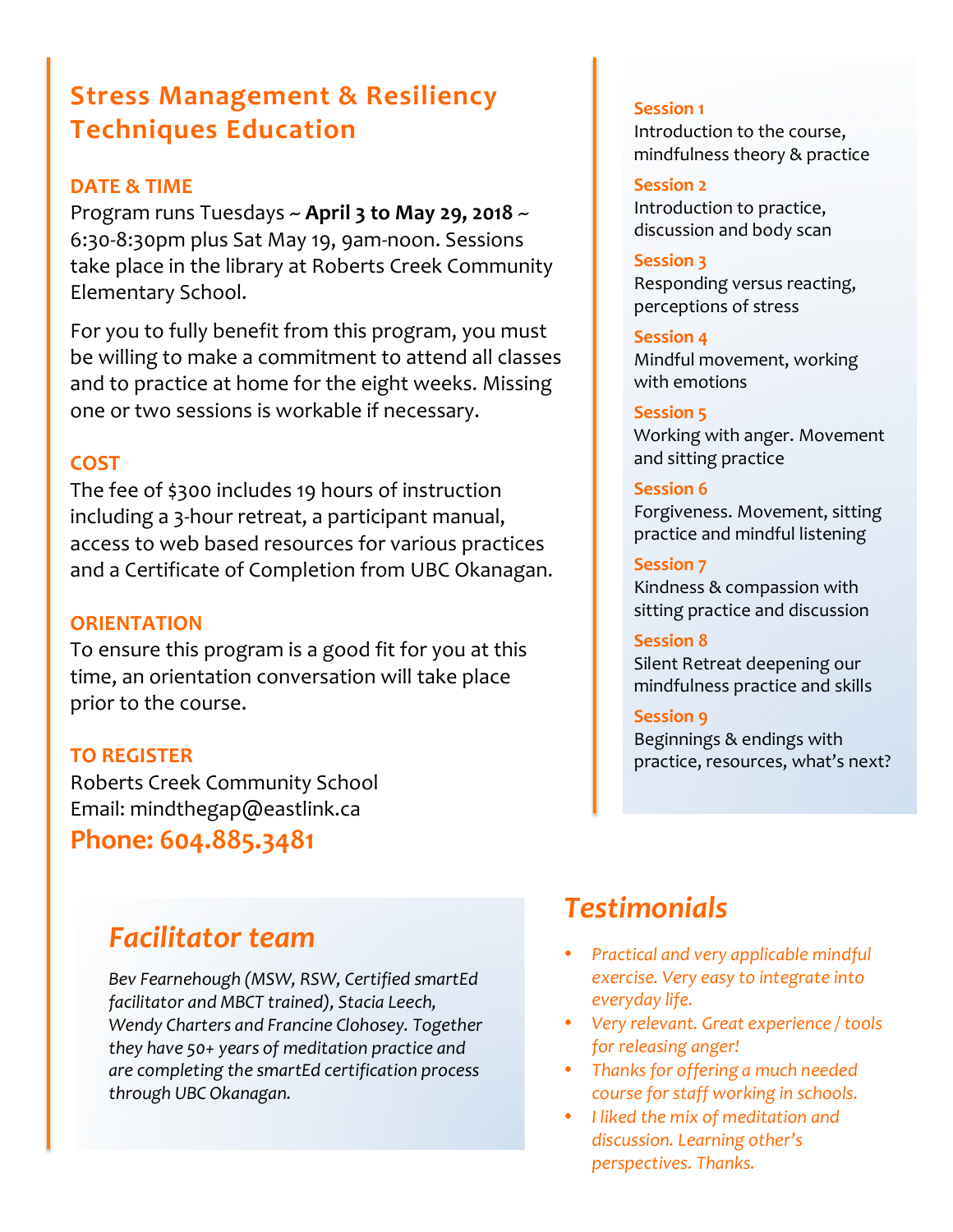# Stress Management & Resiliency Techniques Education

## DATE & TIME

Program runs Tuesdays ~ **April 3 to May 29, 2018** ~ 6:30-8:30pm plus Sat May 19, 9am-noon. Sessions take place in the library at Roberts Creek Community Elementary School.

For you to fully benefit from this program, you must be willing to make a commitment to attend all classes and to practice at home for the eight weeks. Missing one or two sessions is workable if necessary.

## COST

The fee of $300 includes 19 hours of instruction including a 3-hour retreat, a participant manual, access to web based resources for various practices and a Certificate of Completion from UBC Okanagan.

## ORIENTATION

To ensure this program is a good fit for you at this time, an orientation conversation will take place prior to the course.

## TO REGISTER

Roberts Creek Community School
Email: mindthegap@eastlink.ca
**Phone: 604.885.3481**

**Session 1**
Introduction to the course, mindfulness theory & practice

**Session 2**
Introduction to practice, discussion and body scan

**Session 3**
Responding versus reacting, perceptions of stress

**Session 4**
Mindful movement, working with emotions

**Session 5**
Working with anger. Movement and sitting practice

**Session 6**
Forgiveness. Movement, sitting practice and mindful listening

**Session 7**
Kindness & compassion with sitting practice and discussion

**Session 8**
Silent Retreat deepening our mindfulness practice and skills

**Session 9**
Beginnings & endings with practice, resources, what's next?

## *Facilitator team*

*Bev Fearnehough (MSW, RSW, Certified smartEd facilitator and MBCT trained), Stacia Leech, Wendy Charters and Francine Clohosey. Together they have 50+ years of meditation practice and are completing the smartEd certification process through UBC Okanagan.*

## *Testimonials*

- *Practical and very applicable mindful exercise. Very easy to integrate into everyday life.*
- *Very relevant. Great experience / tools for releasing anger!*
- *Thanks for offering a much needed course for staff working in schools.*
- *I liked the mix of meditation and discussion. Learning other's perspectives. Thanks.*